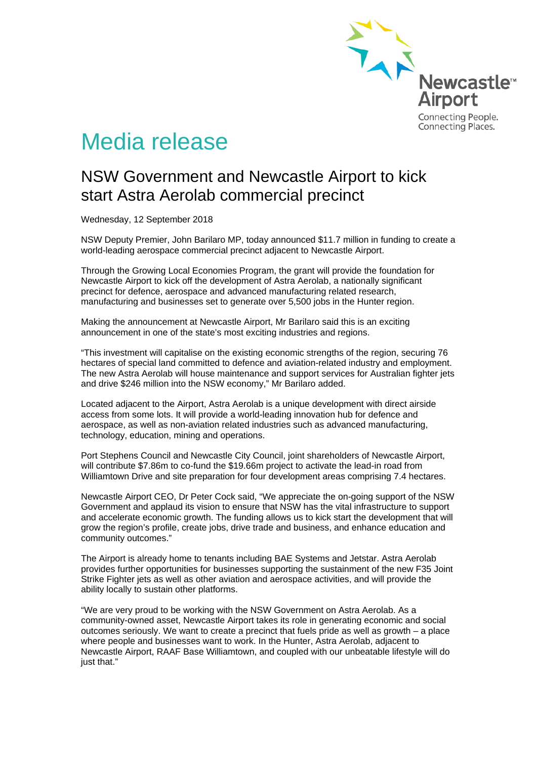Newcastle™ Airport

Connecting People. Connecting Places.

# Media release

## NSW Government and Newcastle Airport to kick start Astra Aerolab commercial precinct

Wednesday, 12 September 2018

NSW Deputy Premier, John Barilaro MP, today announced $11.7 million in funding to create a world-leading aerospace commercial precinct adjacent to Newcastle Airport.

Through the Growing Local Economies Program, the grant will provide the foundation for Newcastle Airport to kick off the development of Astra Aerolab, a nationally significant precinct for defence, aerospace and advanced manufacturing related research, manufacturing and businesses set to generate over 5,500 jobs in the Hunter region.

Making the announcement at Newcastle Airport, Mr Barilaro said this is an exciting announcement in one of the state's most exciting industries and regions.

"This investment will capitalise on the existing economic strengths of the region, securing 76 hectares of special land committed to defence and aviation-related industry and employment. The new Astra Aerolab will house maintenance and support services for Australian fighter jets and drive $246 million into the NSW economy," Mr Barilaro added.

Located adjacent to the Airport, Astra Aerolab is a unique development with direct airside access from some lots. It will provide a world-leading innovation hub for defence and aerospace, as well as non-aviation related industries such as advanced manufacturing, technology, education, mining and operations.

Port Stephens Council and Newcastle City Council, joint shareholders of Newcastle Airport, will contribute $7.86m to co-fund the $19.66m project to activate the lead-in road from Williamtown Drive and site preparation for four development areas comprising 7.4 hectares.

Newcastle Airport CEO, Dr Peter Cock said, "We appreciate the on-going support of the NSW Government and applaud its vision to ensure that NSW has the vital infrastructure to support and accelerate economic growth. The funding allows us to kick start the development that will grow the region's profile, create jobs, drive trade and business, and enhance education and community outcomes."

The Airport is already home to tenants including BAE Systems and Jetstar. Astra Aerolab provides further opportunities for businesses supporting the sustainment of the new F35 Joint Strike Fighter jets as well as other aviation and aerospace activities, and will provide the ability locally to sustain other platforms.

"We are very proud to be working with the NSW Government on Astra Aerolab. As a community-owned asset, Newcastle Airport takes its role in generating economic and social outcomes seriously. We want to create a precinct that fuels pride as well as growth – a place where people and businesses want to work. In the Hunter, Astra Aerolab, adjacent to Newcastle Airport, RAAF Base Williamtown, and coupled with our unbeatable lifestyle will do just that."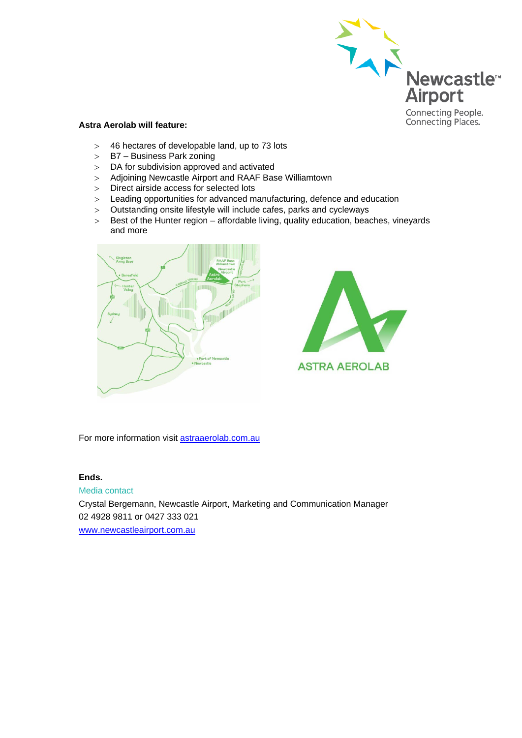**Astra Aerolab will feature:**

- 46 hectares of developable land, up to 73 lots
- B7 – Business Park zoning
- DA for subdivision approved and activated
- Adjoining Newcastle Airport and RAAF Base Williamtown
- Direct airside access for selected lots
- Leading opportunities for advanced manufacturing, defence and education
- Outstanding onsite lifestyle will include cafes, parks and cycleways
- Best of the Hunter region – affordable living, quality education, beaches, vineyards and more

For more information visit [astraaerolab.com.au](astraaerolab.com.au)

**Ends.**

Media contact

Crystal Bergemann, Newcastle Airport, Marketing and Communication Manager

02 4928 9811 or 0427 333 021

[www.newcastleairport.com.au](www.newcastleairport.com.au)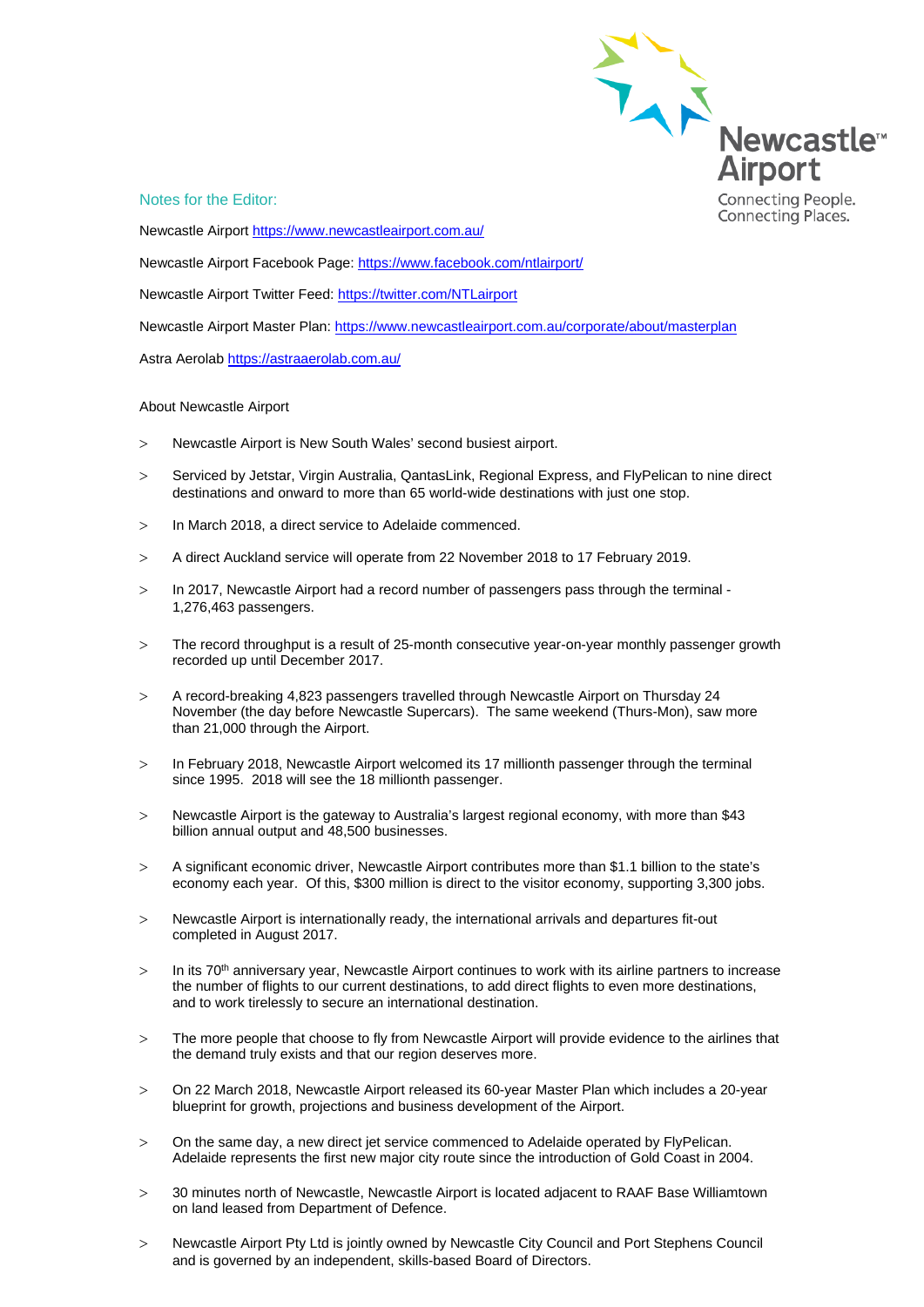Newcastle Airport

Connecting People.
Connecting Places.

## Notes for the Editor:

Newcastle Airport https://www.newcastleairport.com.au/

Newcastle Airport Facebook Page: https://www.facebook.com/ntlairport/

Newcastle Airport Twitter Feed: https://twitter.com/NTLairport

Newcastle Airport Master Plan: https://www.newcastleairport.com.au/corporate/about/masterplan

Astra Aerolab https://astraaerolab.com.au/

### About Newcastle Airport

- Newcastle Airport is New South Wales' second busiest airport.
- Serviced by Jetstar, Virgin Australia, QantasLink, Regional Express, and FlyPelican to nine direct destinations and onward to more than 65 world-wide destinations with just one stop.
- In March 2018, a direct service to Adelaide commenced.
- A direct Auckland service will operate from 22 November 2018 to 17 February 2019.
- In 2017, Newcastle Airport had a record number of passengers pass through the terminal - 1,276,463 passengers.
- The record throughput is a result of 25-month consecutive year-on-year monthly passenger growth recorded up until December 2017.
- A record-breaking 4,823 passengers travelled through Newcastle Airport on Thursday 24 November (the day before Newcastle Supercars). The same weekend (Thurs-Mon), saw more than 21,000 through the Airport.
- In February 2018, Newcastle Airport welcomed its 17 millionth passenger through the terminal since 1995. 2018 will see the 18 millionth passenger.
- Newcastle Airport is the gateway to Australia's largest regional economy, with more than $43 billion annual output and 48,500 businesses.
- A significant economic driver, Newcastle Airport contributes more than $1.1 billion to the state's economy each year. Of this, $300 million is direct to the visitor economy, supporting 3,300 jobs.
- Newcastle Airport is internationally ready, the international arrivals and departures fit-out completed in August 2017.
- In its 70th anniversary year, Newcastle Airport continues to work with its airline partners to increase the number of flights to our current destinations, to add direct flights to even more destinations, and to work tirelessly to secure an international destination.
- The more people that choose to fly from Newcastle Airport will provide evidence to the airlines that the demand truly exists and that our region deserves more.
- On 22 March 2018, Newcastle Airport released its 60-year Master Plan which includes a 20-year blueprint for growth, projections and business development of the Airport.
- On the same day, a new direct jet service commenced to Adelaide operated by FlyPelican. Adelaide represents the first new major city route since the introduction of Gold Coast in 2004.
- 30 minutes north of Newcastle, Newcastle Airport is located adjacent to RAAF Base Williamtown on land leased from Department of Defence.
- Newcastle Airport Pty Ltd is jointly owned by Newcastle City Council and Port Stephens Council and is governed by an independent, skills-based Board of Directors.